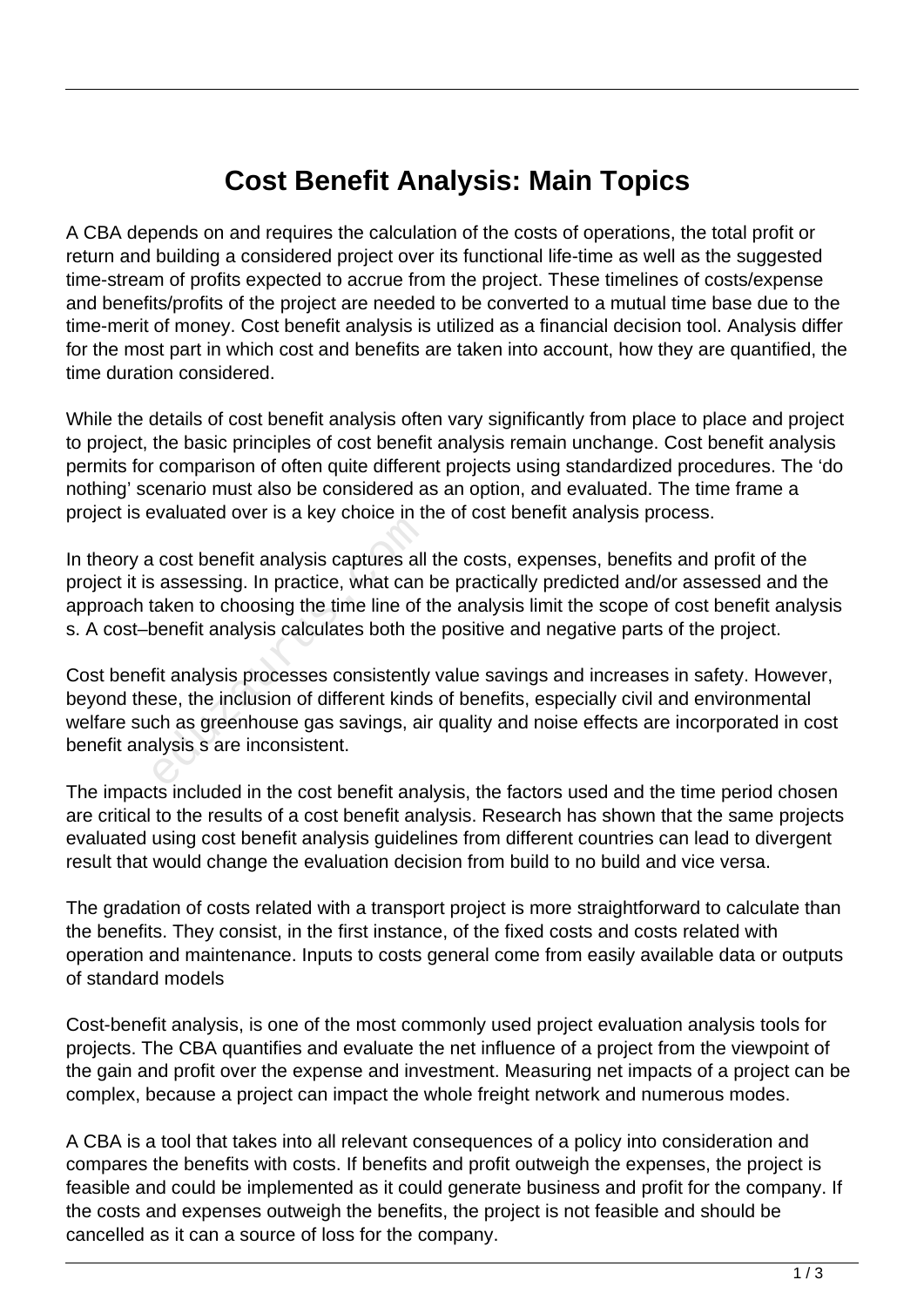# Cost Benefit Analysis: Main Topics

A CBA depends on and requires the calculation of the costs of operations, the total profit or return and building a considered project over its functional life-time as well as the suggested time-stream of profits expected to accrue from the project. These timelines of costs/expense and benefits/profits of the project are needed to be converted to a mutual time base due to the time-merit of money. Cost benefit analysis is utilized as a financial decision tool. Analysis differ for the most part in which cost and benefits are taken into account, how they are quantified, the time duration considered.

While the details of cost benefit analysis often vary significantly from place to place and project to project, the basic principles of cost benefit analysis remain unchange. Cost benefit analysis permits for comparison of often quite different projects using standardized procedures. The 'do nothing' scenario must also be considered as an option, and evaluated. The time frame a project is evaluated over is a key choice in the of cost benefit analysis process.

In theory a cost benefit analysis captures all the costs, expenses, benefits and profit of the project it is assessing. In practice, what can be practically predicted and/or assessed and the approach taken to choosing the time line of the analysis limit the scope of cost benefit analysis s. A cost–benefit analysis calculates both the positive and negative parts of the project.

Cost benefit analysis processes consistently value savings and increases in safety. However, beyond these, the inclusion of different kinds of benefits, especially civil and environmental welfare such as greenhouse gas savings, air quality and noise effects are incorporated in cost benefit analysis s are inconsistent.

The impacts included in the cost benefit analysis, the factors used and the time period chosen are critical to the results of a cost benefit analysis. Research has shown that the same projects evaluated using cost benefit analysis guidelines from different countries can lead to divergent result that would change the evaluation decision from build to no build and vice versa.

The gradation of costs related with a transport project is more straightforward to calculate than the benefits. They consist, in the first instance, of the fixed costs and costs related with operation and maintenance. Inputs to costs general come from easily available data or outputs of standard models

Cost-benefit analysis, is one of the most commonly used project evaluation analysis tools for projects. The CBA quantifies and evaluate the net influence of a project from the viewpoint of the gain and profit over the expense and investment. Measuring net impacts of a project can be complex, because a project can impact the whole freight network and numerous modes.

A CBA is a tool that takes into all relevant consequences of a policy into consideration and compares the benefits with costs. If benefits and profit outweigh the expenses, the project is feasible and could be implemented as it could generate business and profit for the company. If the costs and expenses outweigh the benefits, the project is not feasible and should be cancelled as it can a source of loss for the company.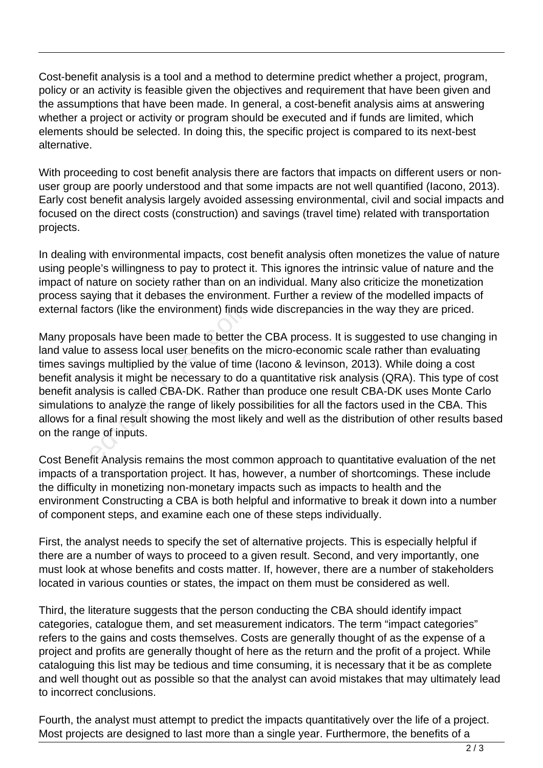Cost-benefit analysis is a tool and a method to determine predict whether a project, program, policy or an activity is feasible given the objectives and requirement that have been given and the assumptions that have been made. In general, a cost-benefit analysis aims at answering whether a project or activity or program should be executed and if funds are limited, which elements should be selected. In doing this, the specific project is compared to its next-best alternative.

With proceeding to cost benefit analysis there are factors that impacts on different users or non-user group are poorly understood and that some impacts are not well quantified (Iacono, 2013). Early cost benefit analysis largely avoided assessing environmental, civil and social impacts and focused on the direct costs (construction) and savings (travel time) related with transportation projects.

In dealing with environmental impacts, cost benefit analysis often monetizes the value of nature using people's willingness to pay to protect it. This ignores the intrinsic value of nature and the impact of nature on society rather than on an individual. Many also criticize the monetization process saying that it debases the environment. Further a review of the modelled impacts of external factors (like the environment) finds wide discrepancies in the way they are priced.

Many proposals have been made to better the CBA process. It is suggested to use changing in land value to assess local user benefits on the micro-economic scale rather than evaluating times savings multiplied by the value of time (Iacono & levinson, 2013). While doing a cost benefit analysis it might be necessary to do a quantitative risk analysis (QRA). This type of cost benefit analysis is called CBA-DK. Rather than produce one result CBA-DK uses Monte Carlo simulations to analyze the range of likely possibilities for all the factors used in the CBA. This allows for a final result showing the most likely and well as the distribution of other results based on the range of inputs.

Cost Benefit Analysis remains the most common approach to quantitative evaluation of the net impacts of a transportation project. It has, however, a number of shortcomings. These include the difficulty in monetizing non-monetary impacts such as impacts to health and the environment Constructing a CBA is both helpful and informative to break it down into a number of component steps, and examine each one of these steps individually.

First, the analyst needs to specify the set of alternative projects. This is especially helpful if there are a number of ways to proceed to a given result. Second, and very importantly, one must look at whose benefits and costs matter. If, however, there are a number of stakeholders located in various counties or states, the impact on them must be considered as well.

Third, the literature suggests that the person conducting the CBA should identify impact categories, catalogue them, and set measurement indicators. The term "impact categories" refers to the gains and costs themselves. Costs are generally thought of as the expense of a project and profits are generally thought of here as the return and the profit of a project. While cataloguing this list may be tedious and time consuming, it is necessary that it be as complete and well thought out as possible so that the analyst can avoid mistakes that may ultimately lead to incorrect conclusions.

Fourth, the analyst must attempt to predict the impacts quantitatively over the life of a project. Most projects are designed to last more than a single year. Furthermore, the benefits of a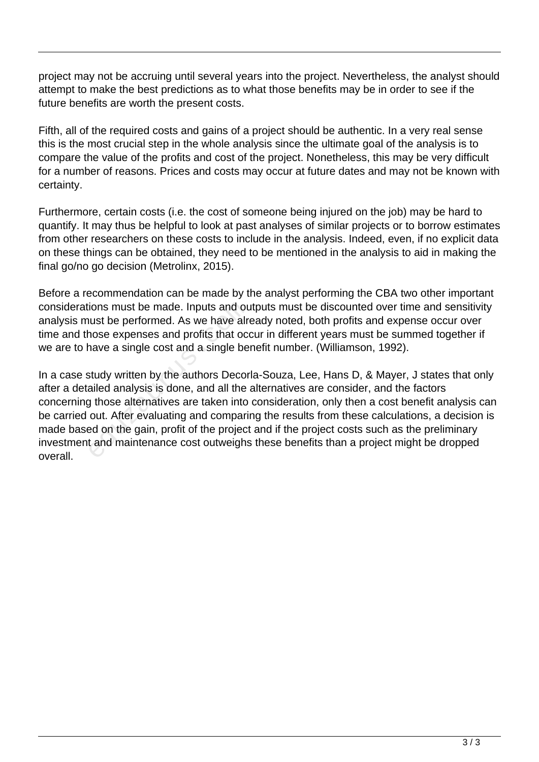project may not be accruing until several years into the project. Nevertheless, the analyst should attempt to make the best predictions as to what those benefits may be in order to see if the future benefits are worth the present costs.

Fifth, all of the required costs and gains of a project should be authentic. In a very real sense this is the most crucial step in the whole analysis since the ultimate goal of the analysis is to compare the value of the profits and cost of the project. Nonetheless, this may be very difficult for a number of reasons. Prices and costs may occur at future dates and may not be known with certainty.

Furthermore, certain costs (i.e. the cost of someone being injured on the job) may be hard to quantify. It may thus be helpful to look at past analyses of similar projects or to borrow estimates from other researchers on these costs to include in the analysis. Indeed, even, if no explicit data on these things can be obtained, they need to be mentioned in the analysis to aid in making the final go/no go decision (Metrolinx, 2015).

Before a recommendation can be made by the analyst performing the CBA two other important considerations must be made. Inputs and outputs must be discounted over time and sensitivity analysis must be performed. As we have already noted, both profits and expense occur over time and those expenses and profits that occur in different years must be summed together if we are to have a single cost and a single benefit number. (Williamson, 1992).

In a case study written by the authors Decorla-Souza, Lee, Hans D, & Mayer, J states that only after a detailed analysis is done, and all the alternatives are consider, and the factors concerning those alternatives are taken into consideration, only then a cost benefit analysis can be carried out. After evaluating and comparing the results from these calculations, a decision is made based on the gain, profit of the project and if the project costs such as the preliminary investment and maintenance cost outweighs these benefits than a project might be dropped overall.